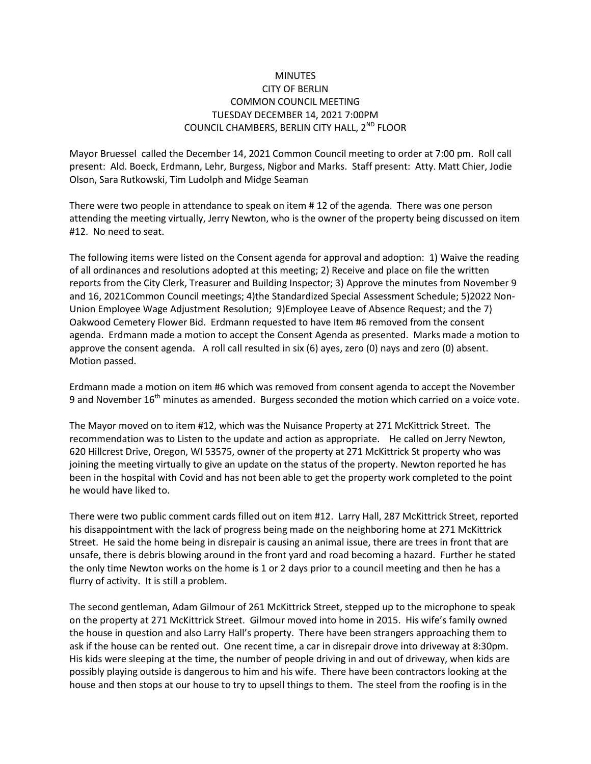# MINUTES
## CITY OF BERLIN
## COMMON COUNCIL MEETING
## TUESDAY DECEMBER 14, 2021 7:00PM
## COUNCIL CHAMBERS, BERLIN CITY HALL, 2ND FLOOR

Mayor Bruessel called the December 14, 2021 Common Council meeting to order at 7:00 pm. Roll call present: Ald. Boeck, Erdmann, Lehr, Burgess, Nigbor and Marks. Staff present: Atty. Matt Chier, Jodie Olson, Sara Rutkowski, Tim Ludolph and Midge Seaman

There were two people in attendance to speak on item # 12 of the agenda. There was one person attending the meeting virtually, Jerry Newton, who is the owner of the property being discussed on item #12. No need to seat.

The following items were listed on the Consent agenda for approval and adoption: 1) Waive the reading of all ordinances and resolutions adopted at this meeting; 2) Receive and place on file the written reports from the City Clerk, Treasurer and Building Inspector; 3) Approve the minutes from November 9 and 16, 2021Common Council meetings; 4)the Standardized Special Assessment Schedule; 5)2022 Non-Union Employee Wage Adjustment Resolution; 9)Employee Leave of Absence Request; and the 7) Oakwood Cemetery Flower Bid. Erdmann requested to have Item #6 removed from the consent agenda. Erdmann made a motion to accept the Consent Agenda as presented. Marks made a motion to approve the consent agenda. A roll call resulted in six (6) ayes, zero (0) nays and zero (0) absent. Motion passed.

Erdmann made a motion on item #6 which was removed from consent agenda to accept the November 9 and November 16th minutes as amended. Burgess seconded the motion which carried on a voice vote.

The Mayor moved on to item #12, which was the Nuisance Property at 271 McKittrick Street. The recommendation was to Listen to the update and action as appropriate. He called on Jerry Newton, 620 Hillcrest Drive, Oregon, WI 53575, owner of the property at 271 McKittrick St property who was joining the meeting virtually to give an update on the status of the property. Newton reported he has been in the hospital with Covid and has not been able to get the property work completed to the point he would have liked to.

There were two public comment cards filled out on item #12. Larry Hall, 287 McKittrick Street, reported his disappointment with the lack of progress being made on the neighboring home at 271 McKittrick Street. He said the home being in disrepair is causing an animal issue, there are trees in front that are unsafe, there is debris blowing around in the front yard and road becoming a hazard. Further he stated the only time Newton works on the home is 1 or 2 days prior to a council meeting and then he has a flurry of activity. It is still a problem.

The second gentleman, Adam Gilmour of 261 McKittrick Street, stepped up to the microphone to speak on the property at 271 McKittrick Street. Gilmour moved into home in 2015. His wife's family owned the house in question and also Larry Hall's property. There have been strangers approaching them to ask if the house can be rented out. One recent time, a car in disrepair drove into driveway at 8:30pm. His kids were sleeping at the time, the number of people driving in and out of driveway, when kids are possibly playing outside is dangerous to him and his wife. There have been contractors looking at the house and then stops at our house to try to upsell things to them. The steel from the roofing is in the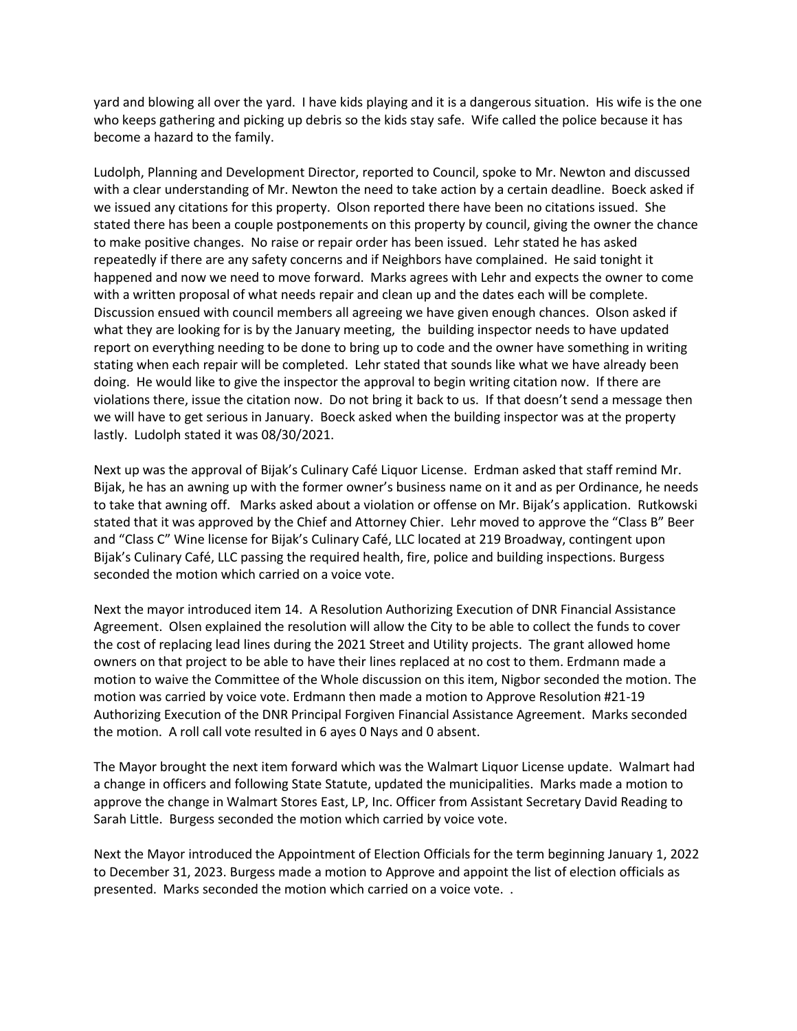yard and blowing all over the yard. I have kids playing and it is a dangerous situation. His wife is the one who keeps gathering and picking up debris so the kids stay safe. Wife called the police because it has become a hazard to the family.

Ludolph, Planning and Development Director, reported to Council, spoke to Mr. Newton and discussed with a clear understanding of Mr. Newton the need to take action by a certain deadline. Boeck asked if we issued any citations for this property. Olson reported there have been no citations issued. She stated there has been a couple postponements on this property by council, giving the owner the chance to make positive changes. No raise or repair order has been issued. Lehr stated he has asked repeatedly if there are any safety concerns and if Neighbors have complained. He said tonight it happened and now we need to move forward. Marks agrees with Lehr and expects the owner to come with a written proposal of what needs repair and clean up and the dates each will be complete. Discussion ensued with council members all agreeing we have given enough chances. Olson asked if what they are looking for is by the January meeting, the building inspector needs to have updated report on everything needing to be done to bring up to code and the owner have something in writing stating when each repair will be completed. Lehr stated that sounds like what we have already been doing. He would like to give the inspector the approval to begin writing citation now. If there are violations there, issue the citation now. Do not bring it back to us. If that doesn't send a message then we will have to get serious in January. Boeck asked when the building inspector was at the property lastly. Ludolph stated it was 08/30/2021.

Next up was the approval of Bijak's Culinary Café Liquor License. Erdman asked that staff remind Mr. Bijak, he has an awning up with the former owner's business name on it and as per Ordinance, he needs to take that awning off. Marks asked about a violation or offense on Mr. Bijak's application. Rutkowski stated that it was approved by the Chief and Attorney Chier. Lehr moved to approve the "Class B" Beer and "Class C" Wine license for Bijak's Culinary Café, LLC located at 219 Broadway, contingent upon Bijak's Culinary Café, LLC passing the required health, fire, police and building inspections. Burgess seconded the motion which carried on a voice vote.

Next the mayor introduced item 14. A Resolution Authorizing Execution of DNR Financial Assistance Agreement. Olsen explained the resolution will allow the City to be able to collect the funds to cover the cost of replacing lead lines during the 2021 Street and Utility projects. The grant allowed home owners on that project to be able to have their lines replaced at no cost to them. Erdmann made a motion to waive the Committee of the Whole discussion on this item, Nigbor seconded the motion. The motion was carried by voice vote. Erdmann then made a motion to Approve Resolution #21-19 Authorizing Execution of the DNR Principal Forgiven Financial Assistance Agreement. Marks seconded the motion. A roll call vote resulted in 6 ayes 0 Nays and 0 absent.

The Mayor brought the next item forward which was the Walmart Liquor License update. Walmart had a change in officers and following State Statute, updated the municipalities. Marks made a motion to approve the change in Walmart Stores East, LP, Inc. Officer from Assistant Secretary David Reading to Sarah Little. Burgess seconded the motion which carried by voice vote.

Next the Mayor introduced the Appointment of Election Officials for the term beginning January 1, 2022 to December 31, 2023. Burgess made a motion to Approve and appoint the list of election officials as presented. Marks seconded the motion which carried on a voice vote. .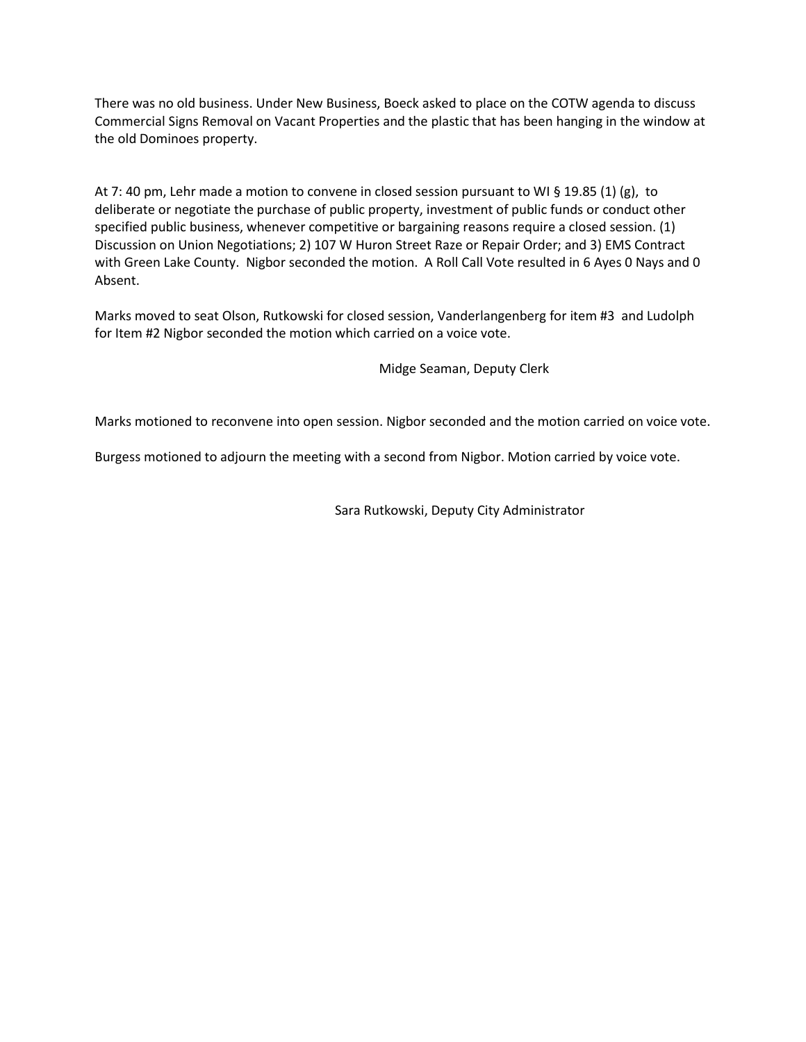There was no old business. Under New Business, Boeck asked to place on the COTW agenda to discuss Commercial Signs Removal on Vacant Properties and the plastic that has been hanging in the window at the old Dominoes property.

At 7: 40 pm, Lehr made a motion to convene in closed session pursuant to WI § 19.85 (1) (g), to deliberate or negotiate the purchase of public property, investment of public funds or conduct other specified public business, whenever competitive or bargaining reasons require a closed session. (1) Discussion on Union Negotiations; 2) 107 W Huron Street Raze or Repair Order; and 3) EMS Contract with Green Lake County. Nigbor seconded the motion. A Roll Call Vote resulted in 6 Ayes 0 Nays and 0 Absent.

Marks moved to seat Olson, Rutkowski for closed session, Vanderlangenberg for item #3 and Ludolph for Item #2 Nigbor seconded the motion which carried on a voice vote.

Midge Seaman, Deputy Clerk

Marks motioned to reconvene into open session. Nigbor seconded and the motion carried on voice vote.

Burgess motioned to adjourn the meeting with a second from Nigbor. Motion carried by voice vote.

Sara Rutkowski, Deputy City Administrator